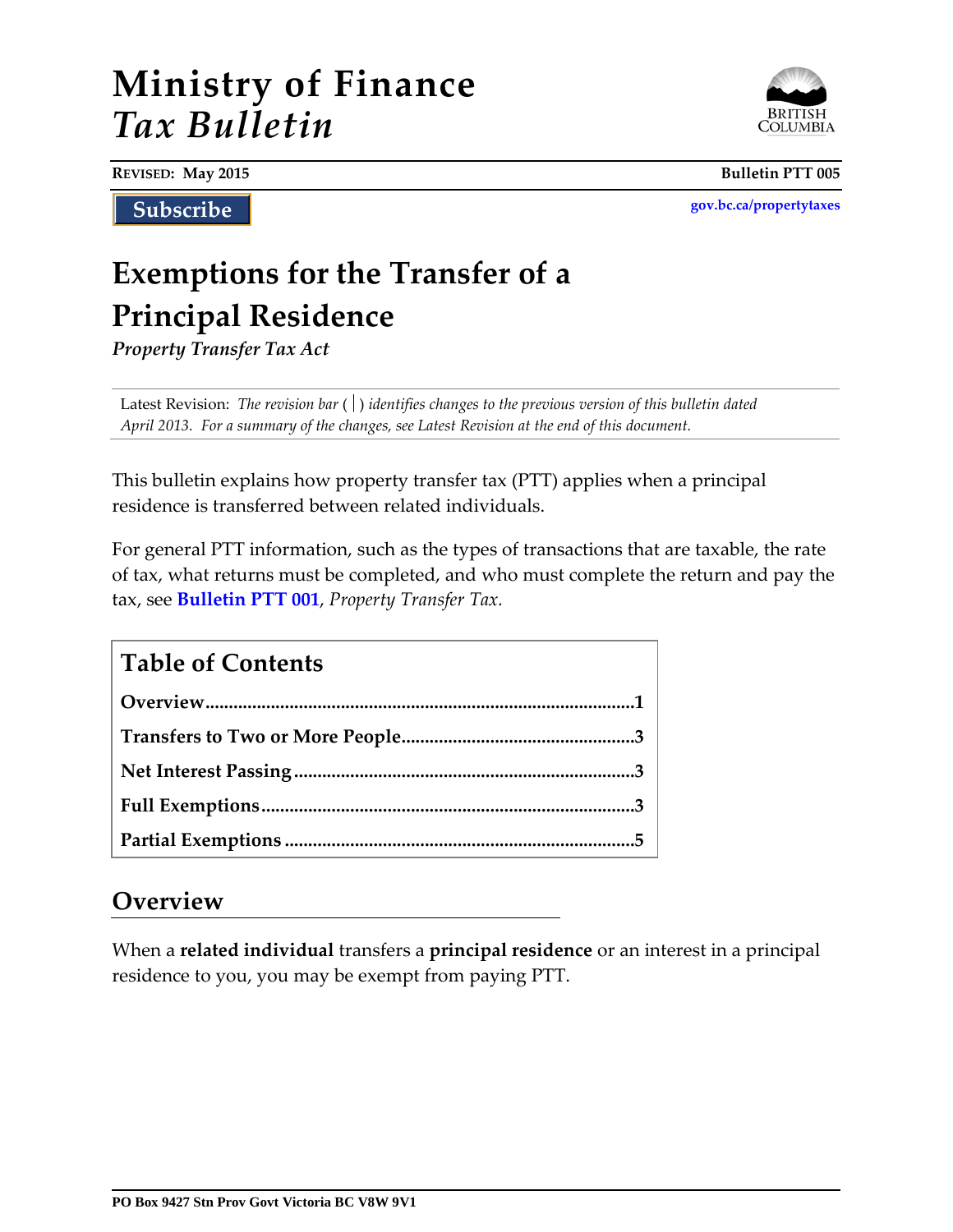# Ministry of Finance
# *Tax Bulletin*

**REVISED: May 2015** **Bulletin PTT 005**

**Subscribe** **gov.bc.ca/propertytaxes**

# Exemptions for the Transfer of a Principal Residence

***Property Transfer Tax Act***

Latest Revision: *The revision bar ( | ) identifies changes to the previous version of this bulletin dated April 2013. For a summary of the changes, see Latest Revision at the end of this document.*

This bulletin explains how property transfer tax (PTT) applies when a principal residence is transferred between related individuals.

For general PTT information, such as the types of transactions that are taxable, the rate of tax, what returns must be completed, and who must complete the return and pay the tax, see **Bulletin PTT 001**, *Property Transfer Tax.*

## Table of Contents

**Overview**.......................................................................................1
**Transfers to Two or More People**................................................3
**Net Interest Passing**......................................................................3
**Full Exemptions**.............................................................................3
**Partial Exemptions**........................................................................5

## Overview

When a **related individual** transfers a **principal residence** or an interest in a principal residence to you, you may be exempt from paying PTT.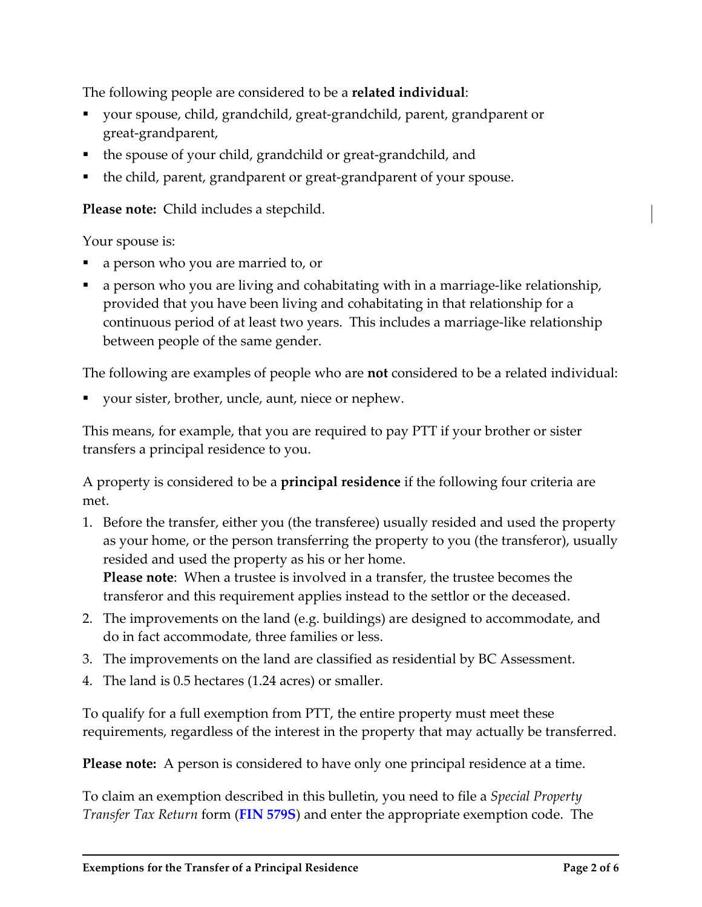The following people are considered to be a **related individual**:

- your spouse, child, grandchild, great-grandchild, parent, grandparent or great-grandparent,
- the spouse of your child, grandchild or great-grandchild, and
- the child, parent, grandparent or great-grandparent of your spouse.

**Please note:** Child includes a stepchild.

Your spouse is:

- a person who you are married to, or
- a person who you are living and cohabitating with in a marriage-like relationship, provided that you have been living and cohabitating in that relationship for a continuous period of at least two years. This includes a marriage-like relationship between people of the same gender.

The following are examples of people who are **not** considered to be a related individual:

- your sister, brother, uncle, aunt, niece or nephew.

This means, for example, that you are required to pay PTT if your brother or sister transfers a principal residence to you.

A property is considered to be a **principal residence** if the following four criteria are met.

1. Before the transfer, either you (the transferee) usually resided and used the property as your home, or the person transferring the property to you (the transferor), usually resided and used the property as his or her home.
   **Please note**: When a trustee is involved in a transfer, the trustee becomes the transferor and this requirement applies instead to the settlor or the deceased.
2. The improvements on the land (e.g. buildings) are designed to accommodate, and do in fact accommodate, three families or less.
3. The improvements on the land are classified as residential by BC Assessment.
4. The land is 0.5 hectares (1.24 acres) or smaller.

To qualify for a full exemption from PTT, the entire property must meet these requirements, regardless of the interest in the property that may actually be transferred.

**Please note:** A person is considered to have only one principal residence at a time.

To claim an exemption described in this bulletin, you need to file a *Special Property Transfer Tax Return* form (**FIN 579S**) and enter the appropriate exemption code. The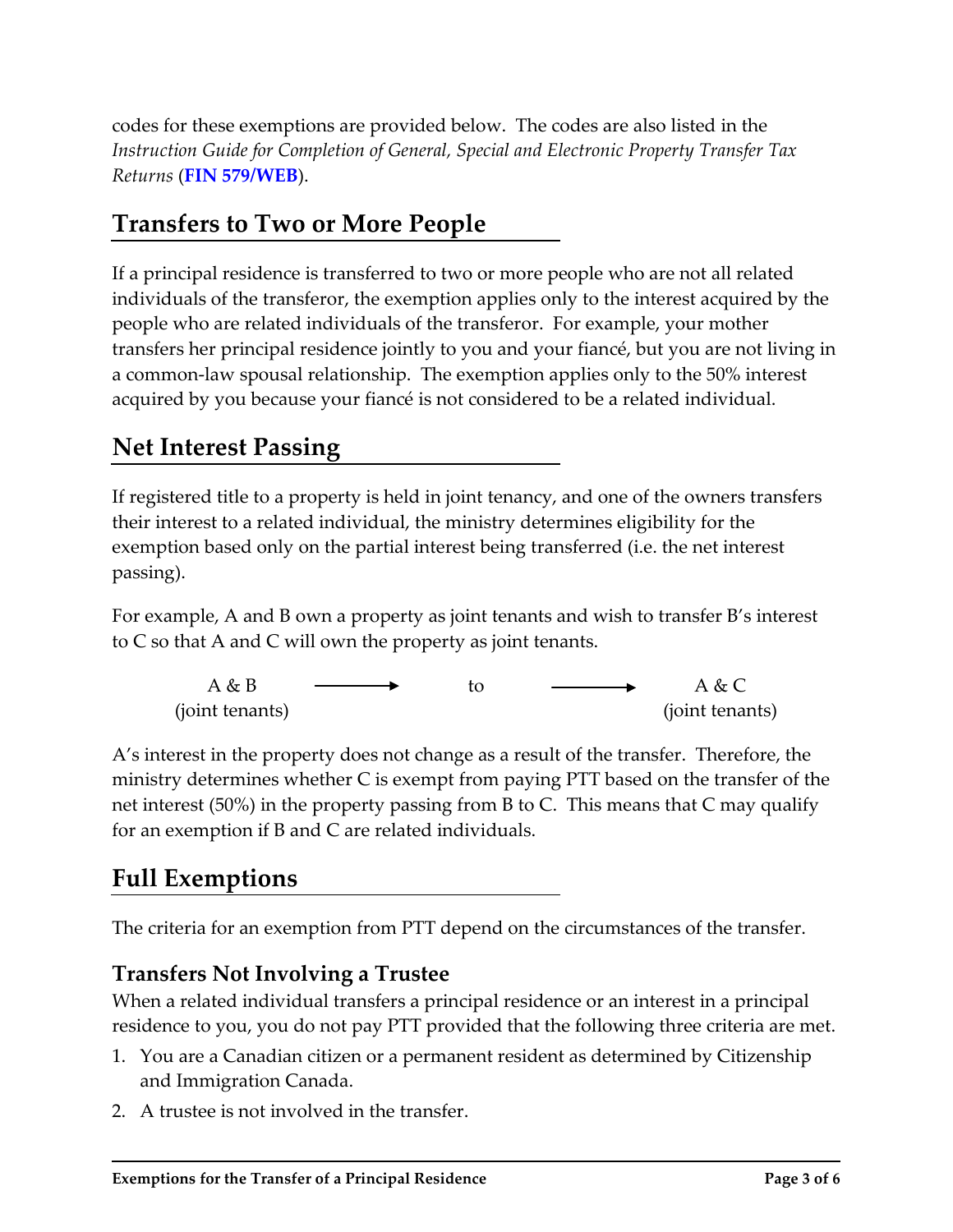codes for these exemptions are provided below. The codes are also listed in the *Instruction Guide for Completion of General, Special and Electronic Property Transfer Tax Returns* (**FIN 579/WEB**).

## Transfers to Two or More People

If a principal residence is transferred to two or more people who are not all related individuals of the transferor, the exemption applies only to the interest acquired by the people who are related individuals of the transferor. For example, your mother transfers her principal residence jointly to you and your fiancé, but you are not living in a common-law spousal relationship. The exemption applies only to the 50% interest acquired by you because your fiancé is not considered to be a related individual.

## Net Interest Passing

If registered title to a property is held in joint tenancy, and one of the owners transfers their interest to a related individual, the ministry determines eligibility for the exemption based only on the partial interest being transferred (i.e. the net interest passing).

For example, A and B own a property as joint tenants and wish to transfer B's interest to C so that A and C will own the property as joint tenants.

A & B (joint tenants) ⟶ to ⟶ A & C (joint tenants)

A's interest in the property does not change as a result of the transfer. Therefore, the ministry determines whether C is exempt from paying PTT based on the transfer of the net interest (50%) in the property passing from B to C. This means that C may qualify for an exemption if B and C are related individuals.

## Full Exemptions

The criteria for an exemption from PTT depend on the circumstances of the transfer.

### Transfers Not Involving a Trustee

When a related individual transfers a principal residence or an interest in a principal residence to you, you do not pay PTT provided that the following three criteria are met.

1. You are a Canadian citizen or a permanent resident as determined by Citizenship and Immigration Canada.
2. A trustee is not involved in the transfer.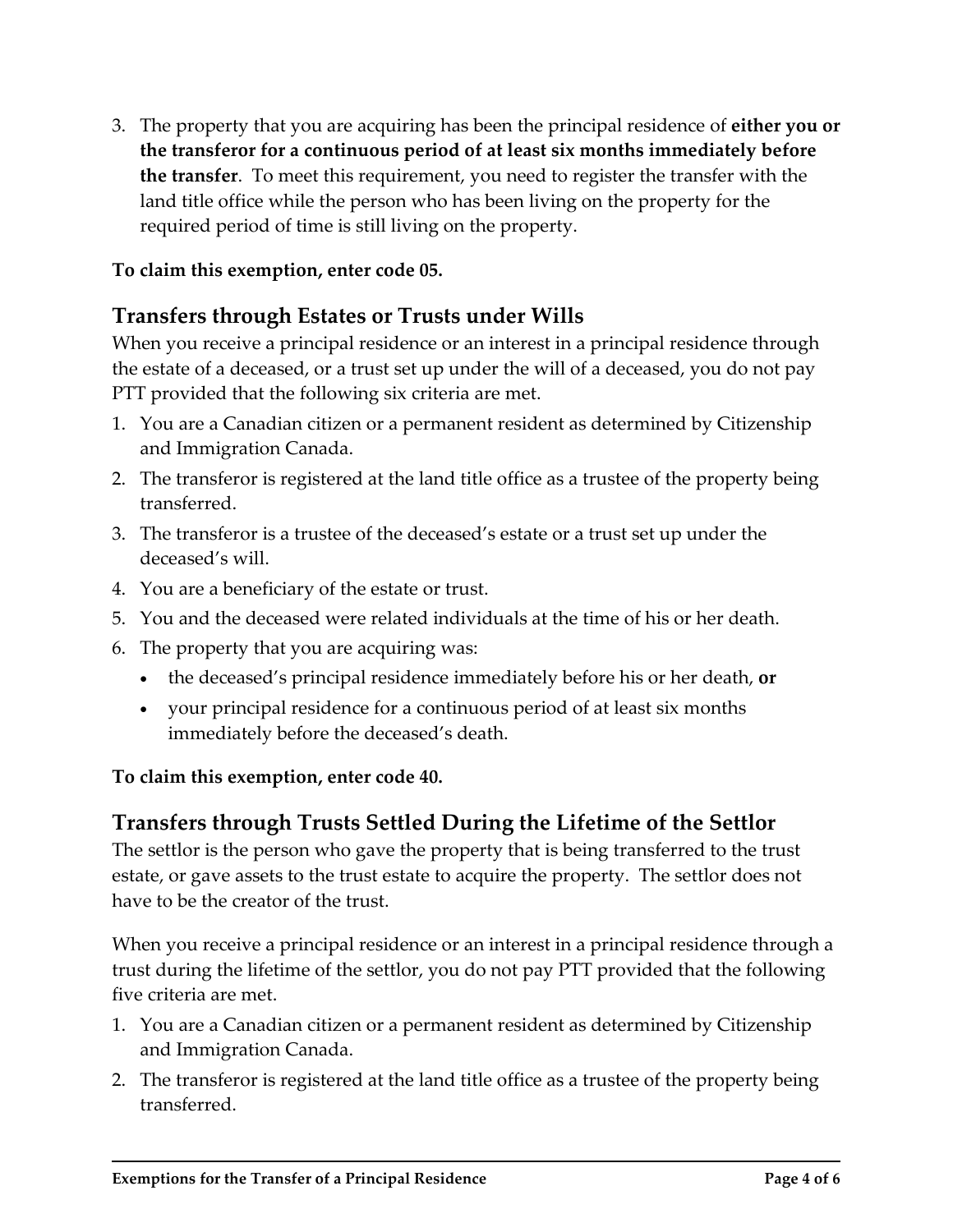3. The property that you are acquiring has been the principal residence of **either you or the transferor for a continuous period of at least six months immediately before the transfer**. To meet this requirement, you need to register the transfer with the land title office while the person who has been living on the property for the required period of time is still living on the property.

**To claim this exemption, enter code 05.**

## Transfers through Estates or Trusts under Wills

When you receive a principal residence or an interest in a principal residence through the estate of a deceased, or a trust set up under the will of a deceased, you do not pay PTT provided that the following six criteria are met.

1. You are a Canadian citizen or a permanent resident as determined by Citizenship and Immigration Canada.
2. The transferor is registered at the land title office as a trustee of the property being transferred.
3. The transferor is a trustee of the deceased's estate or a trust set up under the deceased's will.
4. You are a beneficiary of the estate or trust.
5. You and the deceased were related individuals at the time of his or her death.
6. The property that you are acquiring was:
   - the deceased's principal residence immediately before his or her death, **or**
   - your principal residence for a continuous period of at least six months immediately before the deceased's death.

**To claim this exemption, enter code 40.**

## Transfers through Trusts Settled During the Lifetime of the Settlor

The settlor is the person who gave the property that is being transferred to the trust estate, or gave assets to the trust estate to acquire the property. The settlor does not have to be the creator of the trust.

When you receive a principal residence or an interest in a principal residence through a trust during the lifetime of the settlor, you do not pay PTT provided that the following five criteria are met.

1. You are a Canadian citizen or a permanent resident as determined by Citizenship and Immigration Canada.
2. The transferor is registered at the land title office as a trustee of the property being transferred.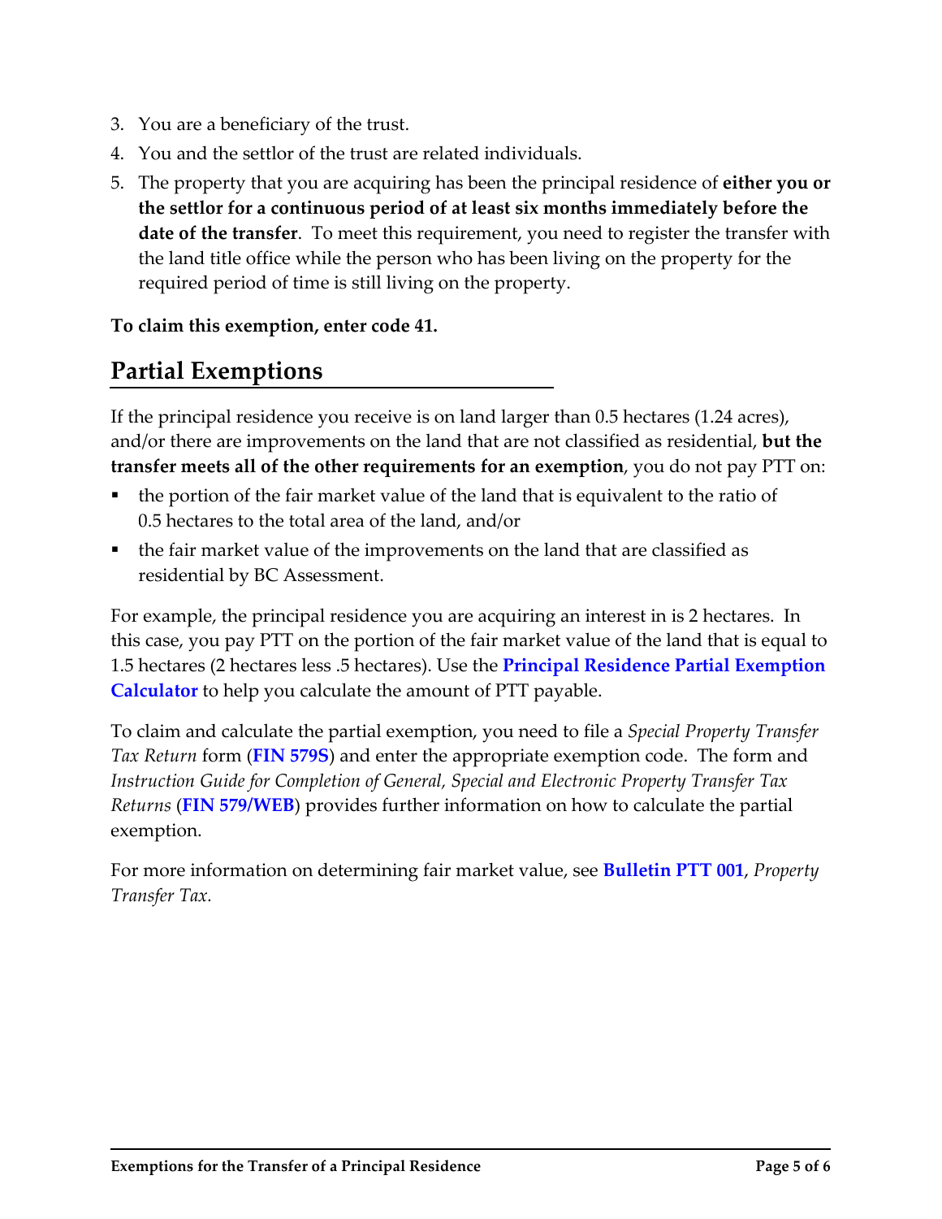3. You are a beneficiary of the trust.
4. You and the settlor of the trust are related individuals.
5. The property that you are acquiring has been the principal residence of **either you or the settlor for a continuous period of at least six months immediately before the date of the transfer**. To meet this requirement, you need to register the transfer with the land title office while the person who has been living on the property for the required period of time is still living on the property.

**To claim this exemption, enter code 41.**

## Partial Exemptions

If the principal residence you receive is on land larger than 0.5 hectares (1.24 acres), and/or there are improvements on the land that are not classified as residential, **but the transfer meets all of the other requirements for an exemption**, you do not pay PTT on:

- the portion of the fair market value of the land that is equivalent to the ratio of 0.5 hectares to the total area of the land, and/or
- the fair market value of the improvements on the land that are classified as residential by BC Assessment.

For example, the principal residence you are acquiring an interest in is 2 hectares. In this case, you pay PTT on the portion of the fair market value of the land that is equal to 1.5 hectares (2 hectares less .5 hectares). Use the **Principal Residence Partial Exemption Calculator** to help you calculate the amount of PTT payable.

To claim and calculate the partial exemption, you need to file a *Special Property Transfer Tax Return* form (**FIN 579S**) and enter the appropriate exemption code. The form and *Instruction Guide for Completion of General, Special and Electronic Property Transfer Tax Returns* (**FIN 579/WEB**) provides further information on how to calculate the partial exemption.

For more information on determining fair market value, see **Bulletin PTT 001**, *Property Transfer Tax.*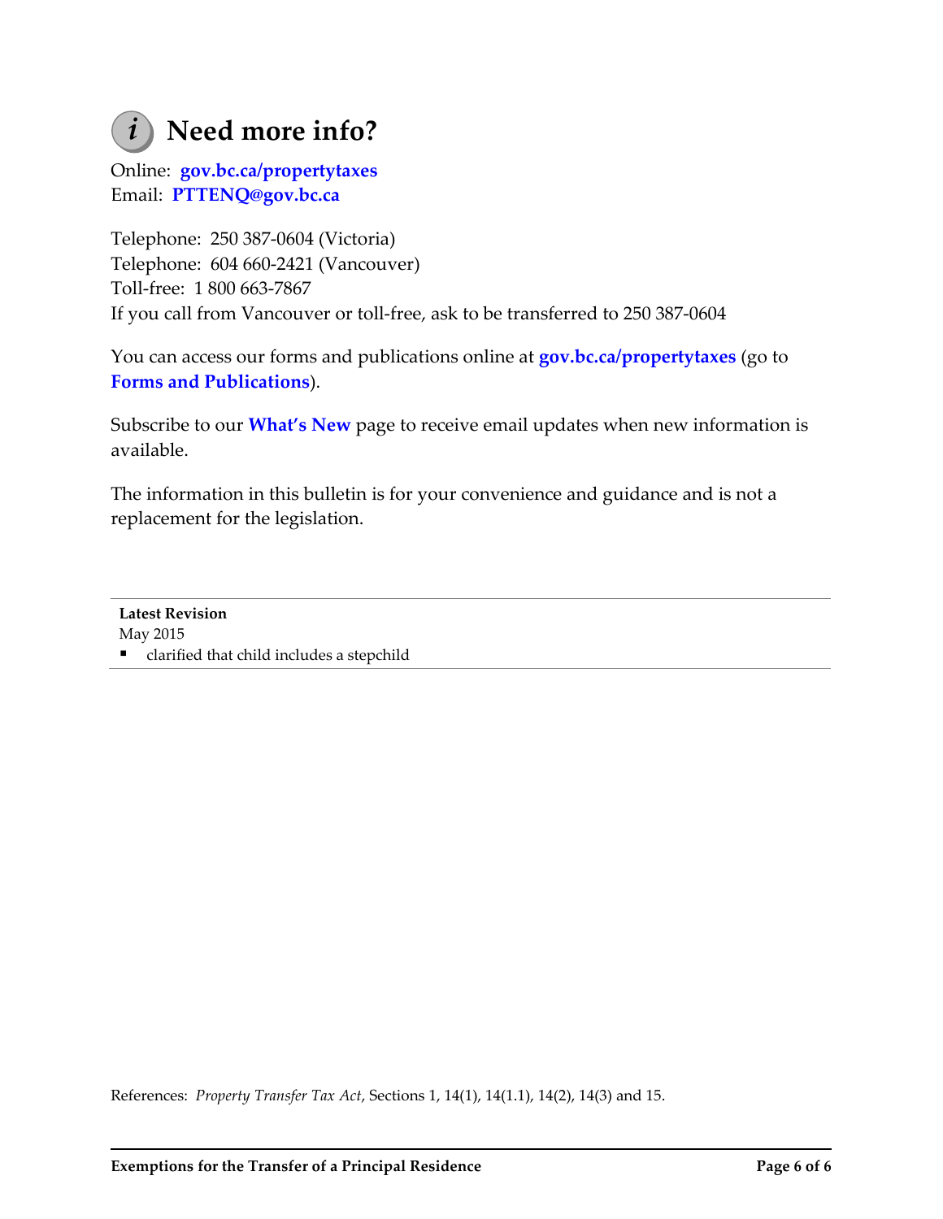## Need more info?

Online: **gov.bc.ca/propertytaxes**
Email: **PTTENQ@gov.bc.ca**

Telephone: 250 387-0604 (Victoria)
Telephone: 604 660-2421 (Vancouver)
Toll-free: 1 800 663-7867
If you call from Vancouver or toll-free, ask to be transferred to 250 387-0604

You can access our forms and publications online at **gov.bc.ca/propertytaxes** (go to **Forms and Publications**).

Subscribe to our **What's New** page to receive email updates when new information is available.

The information in this bulletin is for your convenience and guidance and is not a replacement for the legislation.

---

**Latest Revision**
May 2015

- clarified that child includes a stepchild

---

References: *Property Transfer Tax Act*, Sections 1, 14(1), 14(1.1), 14(2), 14(3) and 15.